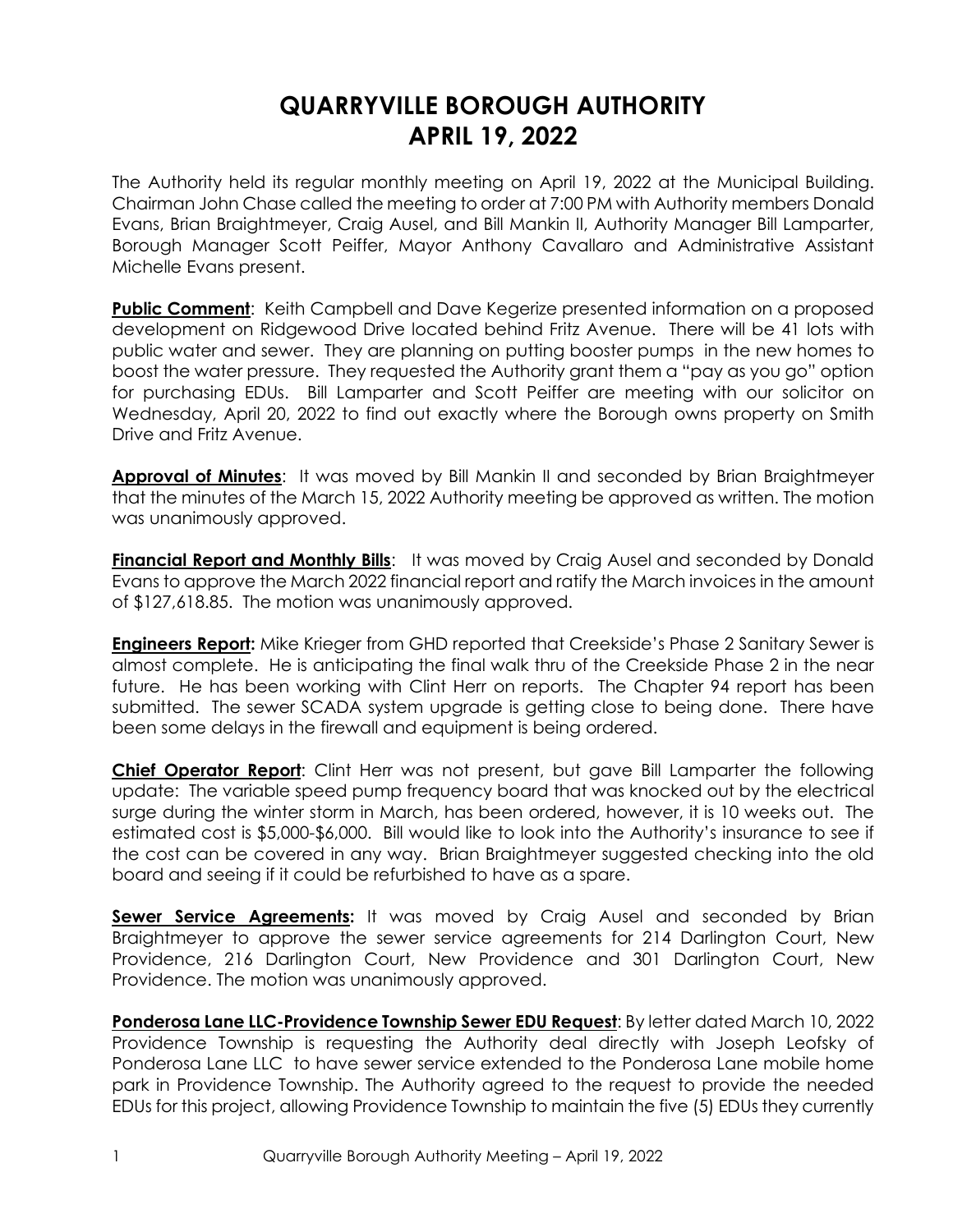# QUARRYVILLE BOROUGH AUTHORITY
# APRIL 19, 2022

The Authority held its regular monthly meeting on April 19, 2022 at the Municipal Building. Chairman John Chase called the meeting to order at 7:00 PM with Authority members Donald Evans, Brian Braightmeyer, Craig Ausel, and Bill Mankin II, Authority Manager Bill Lamparter, Borough Manager Scott Peiffer, Mayor Anthony Cavallaro and Administrative Assistant Michelle Evans present.

**Public Comment**: Keith Campbell and Dave Kegerize presented information on a proposed development on Ridgewood Drive located behind Fritz Avenue. There will be 41 lots with public water and sewer. They are planning on putting booster pumps in the new homes to boost the water pressure. They requested the Authority grant them a "pay as you go" option for purchasing EDUs. Bill Lamparter and Scott Peiffer are meeting with our solicitor on Wednesday, April 20, 2022 to find out exactly where the Borough owns property on Smith Drive and Fritz Avenue.

**Approval of Minutes**: It was moved by Bill Mankin II and seconded by Brian Braightmeyer that the minutes of the March 15, 2022 Authority meeting be approved as written. The motion was unanimously approved.

**Financial Report and Monthly Bills**: It was moved by Craig Ausel and seconded by Donald Evans to approve the March 2022 financial report and ratify the March invoices in the amount of $127,618.85. The motion was unanimously approved.

**Engineers Report:** Mike Krieger from GHD reported that Creekside's Phase 2 Sanitary Sewer is almost complete. He is anticipating the final walk thru of the Creekside Phase 2 in the near future. He has been working with Clint Herr on reports. The Chapter 94 report has been submitted. The sewer SCADA system upgrade is getting close to being done. There have been some delays in the firewall and equipment is being ordered.

**Chief Operator Report**: Clint Herr was not present, but gave Bill Lamparter the following update: The variable speed pump frequency board that was knocked out by the electrical surge during the winter storm in March, has been ordered, however, it is 10 weeks out. The estimated cost is $5,000-$6,000. Bill would like to look into the Authority's insurance to see if the cost can be covered in any way. Brian Braightmeyer suggested checking into the old board and seeing if it could be refurbished to have as a spare.

**Sewer Service Agreements:** It was moved by Craig Ausel and seconded by Brian Braightmeyer to approve the sewer service agreements for 214 Darlington Court, New Providence, 216 Darlington Court, New Providence and 301 Darlington Court, New Providence. The motion was unanimously approved.

**Ponderosa Lane LLC-Providence Township Sewer EDU Request**: By letter dated March 10, 2022 Providence Township is requesting the Authority deal directly with Joseph Leofsky of Ponderosa Lane LLC to have sewer service extended to the Ponderosa Lane mobile home park in Providence Township. The Authority agreed to the request to provide the needed EDUs for this project, allowing Providence Township to maintain the five (5) EDUs they currently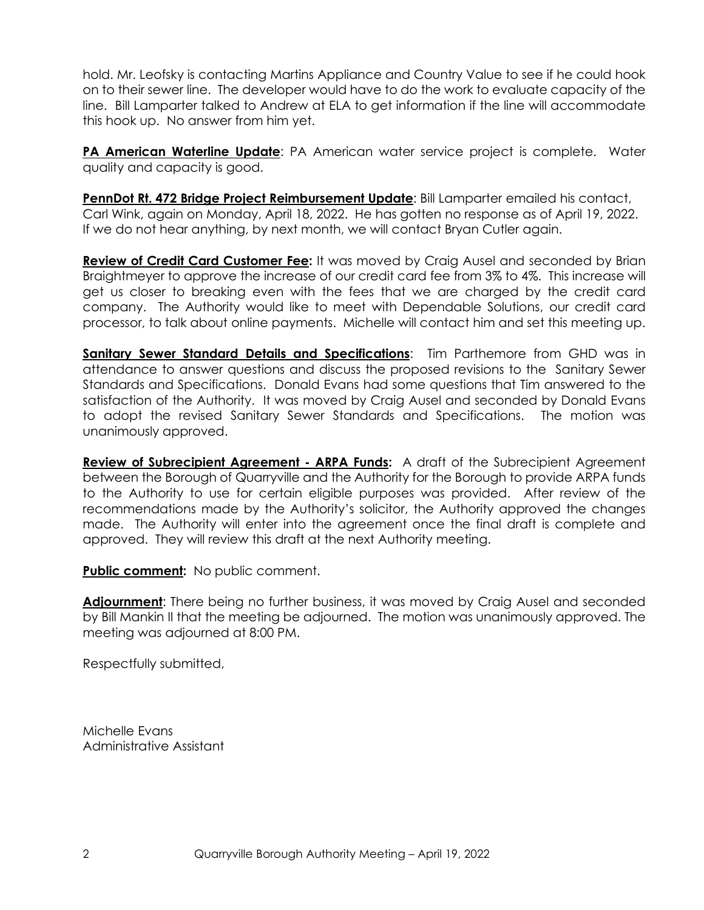hold. Mr. Leofsky is contacting Martins Appliance and Country Value to see if he could hook on to their sewer line. The developer would have to do the work to evaluate capacity of the line. Bill Lamparter talked to Andrew at ELA to get information if the line will accommodate this hook up. No answer from him yet.

**PA American Waterline Update**: PA American water service project is complete. Water quality and capacity is good.

**PennDot Rt. 472 Bridge Project Reimbursement Update**: Bill Lamparter emailed his contact, Carl Wink, again on Monday, April 18, 2022. He has gotten no response as of April 19, 2022. If we do not hear anything, by next month, we will contact Bryan Cutler again.

**Review of Credit Card Customer Fee:** It was moved by Craig Ausel and seconded by Brian Braightmeyer to approve the increase of our credit card fee from 3% to 4%. This increase will get us closer to breaking even with the fees that we are charged by the credit card company. The Authority would like to meet with Dependable Solutions, our credit card processor, to talk about online payments. Michelle will contact him and set this meeting up.

**Sanitary Sewer Standard Details and Specifications**: Tim Parthemore from GHD was in attendance to answer questions and discuss the proposed revisions to the Sanitary Sewer Standards and Specifications. Donald Evans had some questions that Tim answered to the satisfaction of the Authority. It was moved by Craig Ausel and seconded by Donald Evans to adopt the revised Sanitary Sewer Standards and Specifications. The motion was unanimously approved.

**Review of Subrecipient Agreement - ARPA Funds:** A draft of the Subrecipient Agreement between the Borough of Quarryville and the Authority for the Borough to provide ARPA funds to the Authority to use for certain eligible purposes was provided. After review of the recommendations made by the Authority's solicitor, the Authority approved the changes made. The Authority will enter into the agreement once the final draft is complete and approved. They will review this draft at the next Authority meeting.

**Public comment:** No public comment.

**Adjournment**: There being no further business, it was moved by Craig Ausel and seconded by Bill Mankin II that the meeting be adjourned. The motion was unanimously approved. The meeting was adjourned at 8:00 PM.

Respectfully submitted,

Michelle Evans
Administrative Assistant